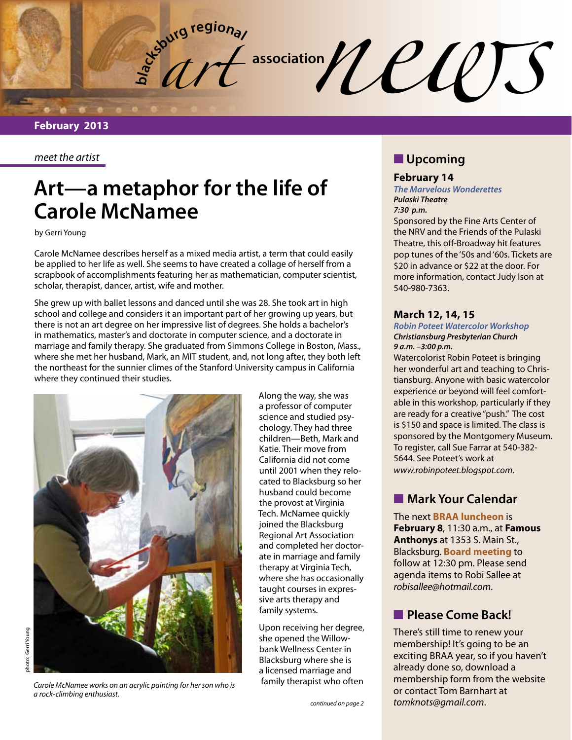# blacksburg regional art association news

**February 2013**

*meet the artist*

## Art—a metaphor for the life of Carole McNamee

by Gerri Young

Carole McNamee describes herself as a mixed media artist, a term that could easily be applied to her life as well. She seems to have created a collage of herself from a scrapbook of accomplishments featuring her as mathematician, computer scientist, scholar, therapist, dancer, artist, wife and mother.

She grew up with ballet lessons and danced until she was 28. She took art in high school and college and considers it an important part of her growing up years, but there is not an art degree on her impressive list of degrees. She holds a bachelor's in mathematics, master's and doctorate in computer science, and a doctorate in marriage and family therapy. She graduated from Simmons College in Boston, Mass., where she met her husband, Mark, an MIT student, and, not long after, they both left the northeast for the sunnier climes of the Stanford University campus in California where they continued their studies.

photo: Gerri Young

*Carole McNamee works on an acrylic painting for her son who is a rock-climbing enthusiast.*

Along the way, she was a professor of computer science and studied psychology. They had three children—Beth, Mark and Katie. Their move from California did not come until 2001 when they relocated to Blacksburg so her husband could become the provost at Virginia Tech. McNamee quickly joined the Blacksburg Regional Art Association and completed her doctorate in marriage and family therapy at Virginia Tech, where she has occasionally taught courses in expressive arts therapy and family systems.

Upon receiving her degree, she opened the Willowbank Wellness Center in Blacksburg where she is a licensed marriage and family therapist who often

*continued on page 2*

## Upcoming

### February 14

***The Marvelous Wonderettes***
***Pulaski Theatre***
***7:30 p.m.***

Sponsored by the Fine Arts Center of the NRV and the Friends of the Pulaski Theatre, this off-Broadway hit features pop tunes of the '50s and '60s. Tickets are $20 in advance or $22 at the door. For more information, contact Judy Ison at 540-980-7363.

### March 12, 14, 15

***Robin Poteet Watercolor Workshop***
***Christiansburg Presbyterian Church***
***9 a.m. –3:00 p.m.***

Watercolorist Robin Poteet is bringing her wonderful art and teaching to Christiansburg. Anyone with basic watercolor experience or beyond will feel comfortable in this workshop, particularly if they are ready for a creative "push." The cost is $150 and space is limited. The class is sponsored by the Montgomery Museum. To register, call Sue Farrar at 540-382-5644. See Poteet's work at *www.robinpoteet.blogspot.com*.

## Mark Your Calendar

The next **BRAA luncheon** is **February 8**, 11:30 a.m., at **Famous Anthonys** at 1353 S. Main St., Blacksburg. **Board meeting** to follow at 12:30 pm. Please send agenda items to Robi Sallee at *robisallee@hotmail.com*.

## Please Come Back!

There's still time to renew your membership! It's going to be an exciting BRAA year, so if you haven't already done so, download a membership form from the website or contact Tom Barnhart at *tomknots@gmail.com*.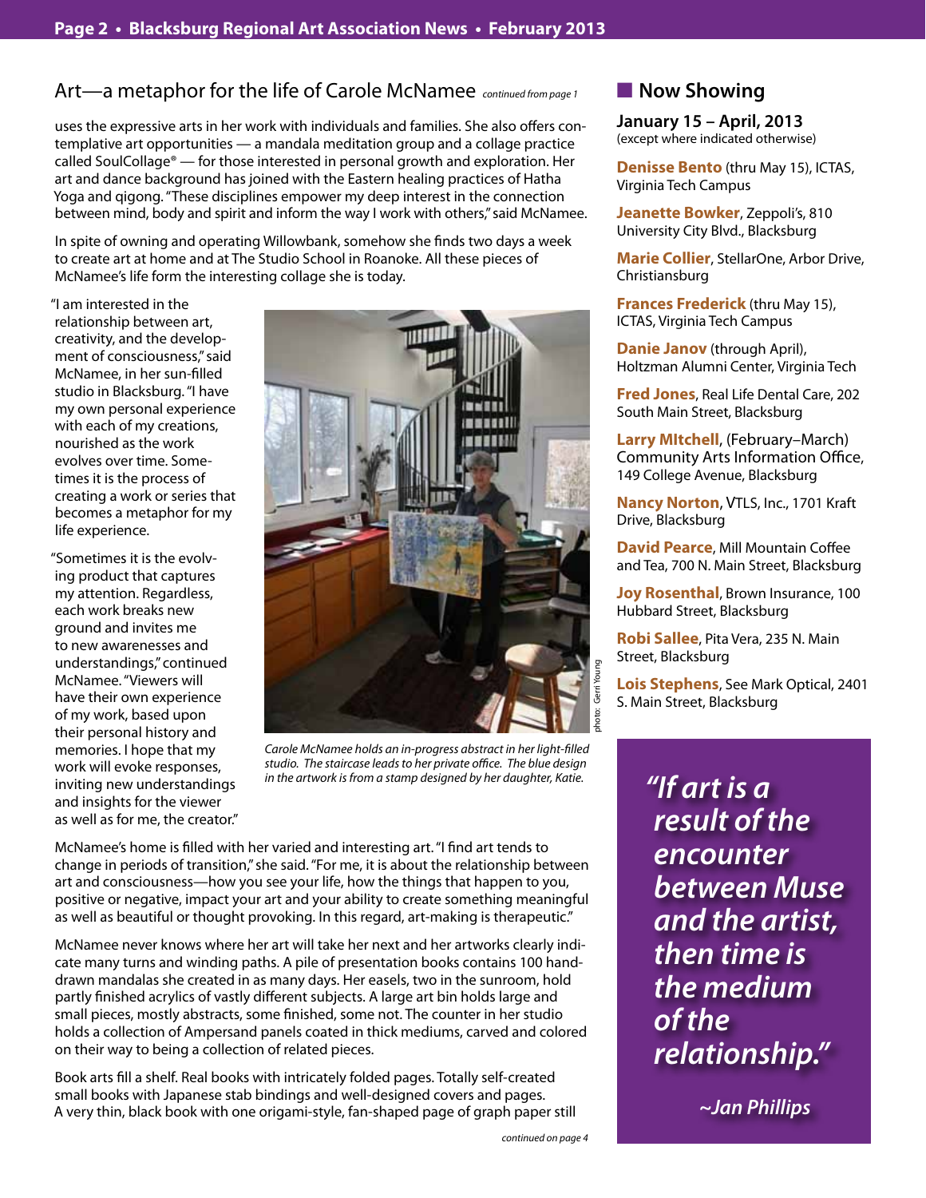## Art—a metaphor for the life of Carole McNamee *continued from page 1*

uses the expressive arts in her work with individuals and families. She also offers contemplative art opportunities — a mandala meditation group and a collage practice called SoulCollage® — for those interested in personal growth and exploration. Her art and dance background has joined with the Eastern healing practices of Hatha Yoga and qigong. "These disciplines empower my deep interest in the connection between mind, body and spirit and inform the way I work with others," said McNamee.

In spite of owning and operating Willowbank, somehow she finds two days a week to create art at home and at The Studio School in Roanoke. All these pieces of McNamee's life form the interesting collage she is today.

"I am interested in the relationship between art, creativity, and the development of consciousness," said McNamee, in her sun-filled studio in Blacksburg. "I have my own personal experience with each of my creations, nourished as the work evolves over time. Sometimes it is the process of creating a work or series that becomes a metaphor for my life experience.

"Sometimes it is the evolving product that captures my attention. Regardless, each work breaks new ground and invites me to new awarenesses and understandings," continued McNamee. "Viewers will have their own experience of my work, based upon their personal history and memories. I hope that my work will evoke responses, inviting new understandings and insights for the viewer as well as for me, the creator."

photo: Gerri Young

*Carole McNamee holds an in-progress abstract in her light-filled studio. The staircase leads to her private office. The blue design in the artwork is from a stamp designed by her daughter, Katie.*

McNamee's home is filled with her varied and interesting art. "I find art tends to change in periods of transition," she said. "For me, it is about the relationship between art and consciousness—how you see your life, how the things that happen to you, positive or negative, impact your art and your ability to create something meaningful as well as beautiful or thought provoking. In this regard, art-making is therapeutic."

McNamee never knows where her art will take her next and her artworks clearly indicate many turns and winding paths. A pile of presentation books contains 100 hand-drawn mandalas she created in as many days. Her easels, two in the sunroom, hold partly finished acrylics of vastly different subjects. A large art bin holds large and small pieces, mostly abstracts, some finished, some not. The counter in her studio holds a collection of Ampersand panels coated in thick mediums, carved and colored on their way to being a collection of related pieces.

Book arts fill a shelf. Real books with intricately folded pages. Totally self-created small books with Japanese stab bindings and well-designed covers and pages. A very thin, black book with one origami-style, fan-shaped page of graph paper still

*continued on page 4*

## Now Showing

**January 15 – April, 2013**
(except where indicated otherwise)

**Denisse Bento** (thru May 15), ICTAS, Virginia Tech Campus

**Jeanette Bowker**, Zeppoli's, 810 University City Blvd., Blacksburg

**Marie Collier**, StellarOne, Arbor Drive, Christiansburg

**Frances Frederick** (thru May 15), ICTAS, Virginia Tech Campus

**Danie Janov** (through April), Holtzman Alumni Center, Virginia Tech

**Fred Jones**, Real Life Dental Care, 202 South Main Street, Blacksburg

**Larry MItchell**, (February–March) Community Arts Information Office, 149 College Avenue, Blacksburg

**Nancy Norton**, VTLS, Inc., 1701 Kraft Drive, Blacksburg

**David Pearce**, Mill Mountain Coffee and Tea, 700 N. Main Street, Blacksburg

**Joy Rosenthal**, Brown Insurance, 100 Hubbard Street, Blacksburg

**Robi Sallee**, Pita Vera, 235 N. Main Street, Blacksburg

**Lois Stephens**, See Mark Optical, 2401 S. Main Street, Blacksburg

> ***"If art is a result of the encounter between Muse and the artist, then time is the medium of the relationship."***
>
> ***~Jan Phillips***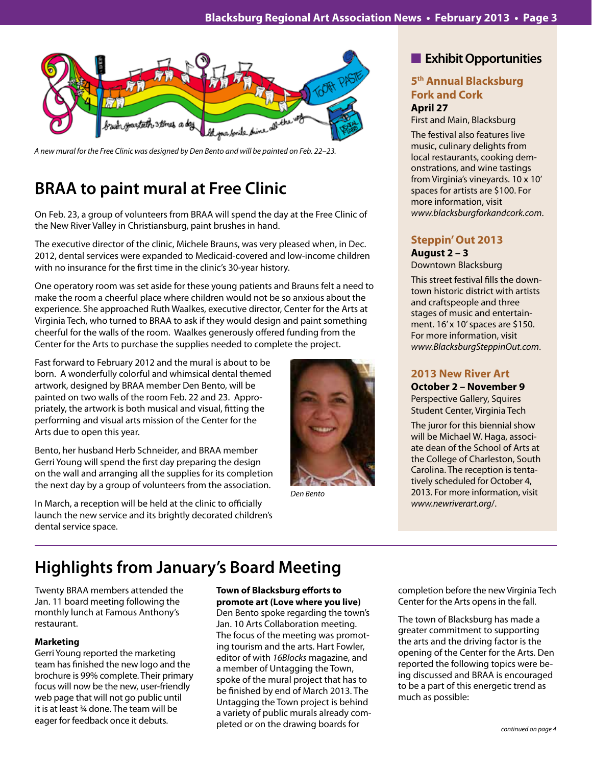*A new mural for the Free Clinic was designed by Den Bento and will be painted on Feb. 22–23.*

## BRAA to paint mural at Free Clinic

On Feb. 23, a group of volunteers from BRAA will spend the day at the Free Clinic of the New River Valley in Christiansburg, paint brushes in hand.

The executive director of the clinic, Michele Brauns, was very pleased when, in Dec. 2012, dental services were expanded to Medicaid-covered and low-income children with no insurance for the first time in the clinic's 30-year history.

One operatory room was set aside for these young patients and Brauns felt a need to make the room a cheerful place where children would not be so anxious about the experience. She approached Ruth Waalkes, executive director, Center for the Arts at Virginia Tech, who turned to BRAA to ask if they would design and paint something cheerful for the walls of the room. Waalkes generously offered funding from the Center for the Arts to purchase the supplies needed to complete the project.

Fast forward to February 2012 and the mural is about to be born. A wonderfully colorful and whimsical dental themed artwork, designed by BRAA member Den Bento, will be painted on two walls of the room Feb. 22 and 23. Appropriately, the artwork is both musical and visual, fitting the performing and visual arts mission of the Center for the Arts due to open this year.

*Den Bento*

Bento, her husband Herb Schneider, and BRAA member Gerri Young will spend the first day preparing the design on the wall and arranging all the supplies for its completion the next day by a group of volunteers from the association.

In March, a reception will be held at the clinic to officially launch the new service and its brightly decorated children's dental service space.

## Exhibit Opportunities

### 5th Annual Blacksburg Fork and Cork

**April 27**

First and Main, Blacksburg

The festival also features live music, culinary delights from local restaurants, cooking demonstrations, and wine tastings from Virginia's vineyards. 10 x 10' spaces for artists are $100. For more information, visit *www.blacksburgforkandcork.com*.

### Steppin' Out 2013

**August 2 – 3**

Downtown Blacksburg

This street festival fills the downtown historic district with artists and craftspeople and three stages of music and entertainment. 16' x 10' spaces are $150. For more information, visit *www.BlacksburgSteppinOut.com*.

### 2013 New River Art

**October 2 – November 9**

Perspective Gallery, Squires Student Center, Virginia Tech

The juror for this biennial show will be Michael W. Haga, associate dean of the School of Arts at the College of Charleston, South Carolina. The reception is tentatively scheduled for October 4, 2013. For more information, visit *www.newriverart.org/*.

## Highlights from January's Board Meeting

Twenty BRAA members attended the Jan. 11 board meeting following the monthly lunch at Famous Anthony's restaurant.

**Marketing**

Gerri Young reported the marketing team has finished the new logo and the brochure is 99% complete. Their primary focus will now be the new, user-friendly web page that will not go public until it is at least ¾ done. The team will be eager for feedback once it debuts.

**Town of Blacksburg efforts to promote art (Love where you live)**

Den Bento spoke regarding the town's Jan. 10 Arts Collaboration meeting. The focus of the meeting was promoting tourism and the arts. Hart Fowler, editor of with *16Blocks* magazine, and a member of Untagging the Town, spoke of the mural project that has to be finished by end of March 2013. The Untagging the Town project is behind a variety of public murals already completed or on the drawing boards for completion before the new Virginia Tech Center for the Arts opens in the fall.

The town of Blacksburg has made a greater commitment to supporting the arts and the driving factor is the opening of the Center for the Arts. Den reported the following topics were being discussed and BRAA is encouraged to be a part of this energetic trend as much as possible:

*continued on page 4*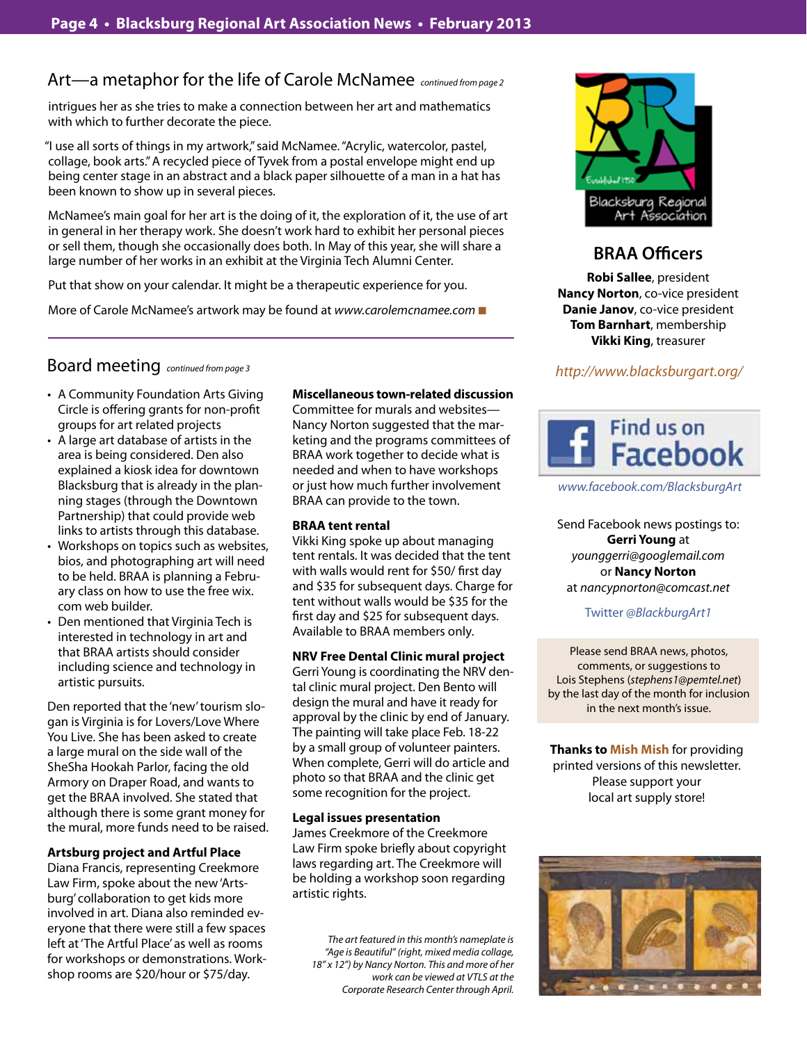## Art—a metaphor for the life of Carole McNamee *continued from page 2*

intrigues her as she tries to make a connection between her art and mathematics with which to further decorate the piece.

"I use all sorts of things in my artwork," said McNamee. "Acrylic, watercolor, pastel, collage, book arts." A recycled piece of Tyvek from a postal envelope might end up being center stage in an abstract and a black paper silhouette of a man in a hat has been known to show up in several pieces.

McNamee's main goal for her art is the doing of it, the exploration of it, the use of art in general in her therapy work. She doesn't work hard to exhibit her personal pieces or sell them, though she occasionally does both. In May of this year, she will share a large number of her works in an exhibit at the Virginia Tech Alumni Center.

Put that show on your calendar. It might be a therapeutic experience for you.

More of Carole McNamee's artwork may be found at *www.carolemcnamee.com* ■

## Board meeting *continued from page 3*

- A Community Foundation Arts Giving Circle is offering grants for non-profit groups for art related projects
- A large art database of artists in the area is being considered. Den also explained a kiosk idea for downtown Blacksburg that is already in the planning stages (through the Downtown Partnership) that could provide web links to artists through this database.
- Workshops on topics such as websites, bios, and photographing art will need to be held. BRAA is planning a February class on how to use the free wix.com web builder.
- Den mentioned that Virginia Tech is interested in technology in art and that BRAA artists should consider including science and technology in artistic pursuits.

Den reported that the 'new' tourism slogan is Virginia is for Lovers/Love Where You Live. She has been asked to create a large mural on the side wall of the SheSha Hookah Parlor, facing the old Armory on Draper Road, and wants to get the BRAA involved. She stated that although there is some grant money for the mural, more funds need to be raised.

**Artsburg project and Artful Place**
Diana Francis, representing Creekmore Law Firm, spoke about the new 'Artsburg' collaboration to get kids more involved in art. Diana also reminded everyone that there were still a few spaces left at 'The Artful Place' as well as rooms for workshops or demonstrations. Workshop rooms are $20/hour or $75/day.

**Miscellaneous town-related discussion**
Committee for murals and websites—Nancy Norton suggested that the marketing and the programs committees of BRAA work together to decide what is needed and when to have workshops or just how much further involvement BRAA can provide to the town.

**BRAA tent rental**
Vikki King spoke up about managing tent rentals. It was decided that the tent with walls would rent for $50/ first day and $35 for subsequent days. Charge for tent without walls would be $35 for the first day and $25 for subsequent days. Available to BRAA members only.

**NRV Free Dental Clinic mural project**
Gerri Young is coordinating the NRV dental clinic mural project. Den Bento will design the mural and have it ready for approval by the clinic by end of January. The painting will take place Feb. 18-22 by a small group of volunteer painters. When complete, Gerri will do article and photo so that BRAA and the clinic get some recognition for the project.

**Legal issues presentation**
James Creekmore of the Creekmore Law Firm spoke briefly about copyright laws regarding art. The Creekmore will be holding a workshop soon regarding artistic rights.

*The art featured in this month's nameplate is "Age is Beautiful" (right, mixed media collage, 18" x 12") by Nancy Norton. This and more of her work can be viewed at VTLS at the Corporate Research Center through April.*

Established 1950
Blacksburg Regional Art Association

## BRAA Officers

**Robi Sallee**, president
**Nancy Norton**, co-vice president
**Danie Janov**, co-vice president
**Tom Barnhart**, membership
**Vikki King**, treasurer

*http://www.blacksburgart.org/*

Find us on Facebook
*www.facebook.com/BlacksburgArt*

Send Facebook news postings to:
**Gerri Young** at
*younggerri@googlemail.com*
or **Nancy Norton**
at *nancypnorton@comcast.net*

Twitter *@BlackburgArt1*

Please send BRAA news, photos, comments, or suggestions to Lois Stephens (*stephens1@pemtel.net*) by the last day of the month for inclusion in the next month's issue.

**Thanks to** Mish Mish for providing printed versions of this newsletter. Please support your local art supply store!